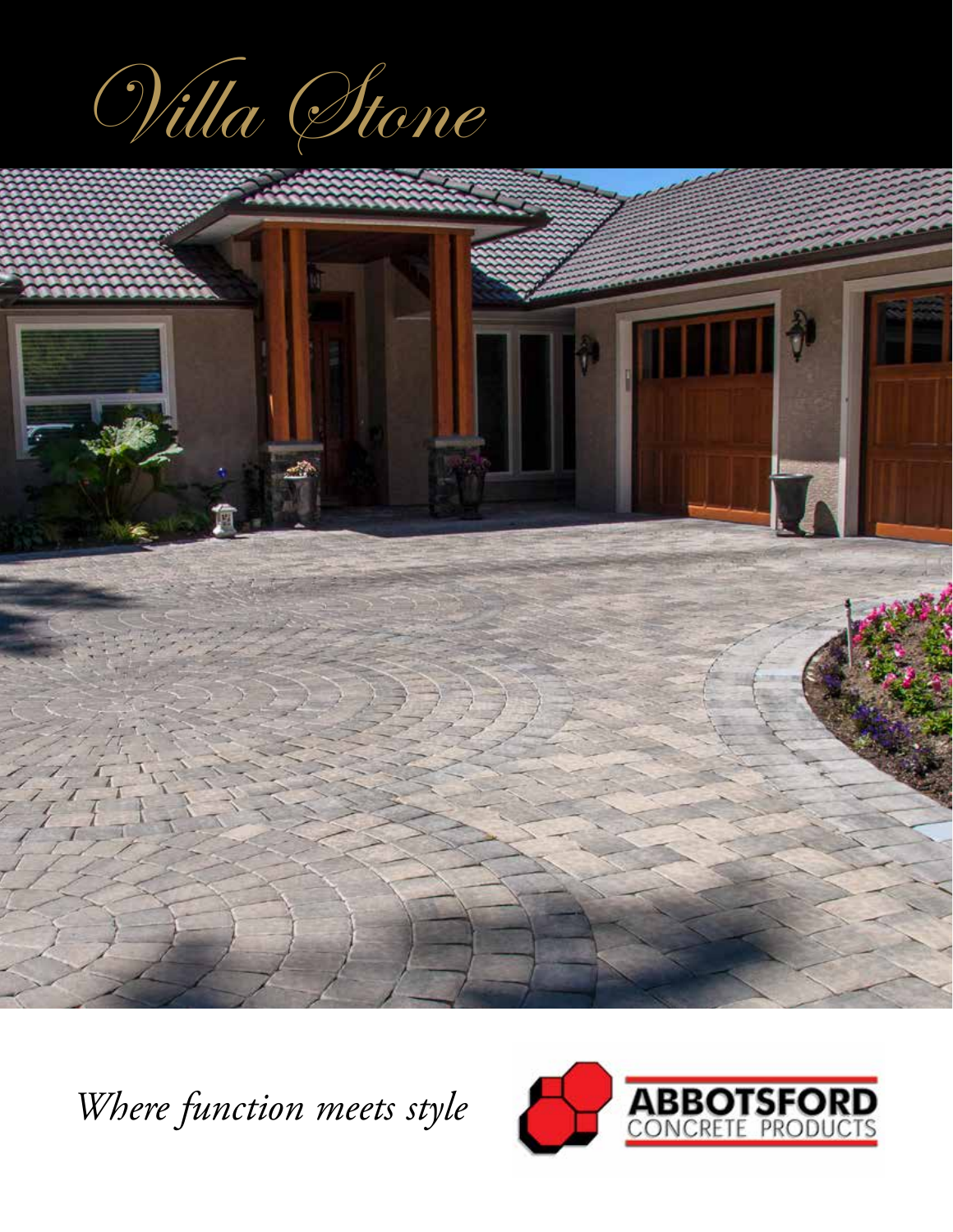# Villa Stone

*Where function meets style*

ABBOTSFORD CONCRETE PRODUCTS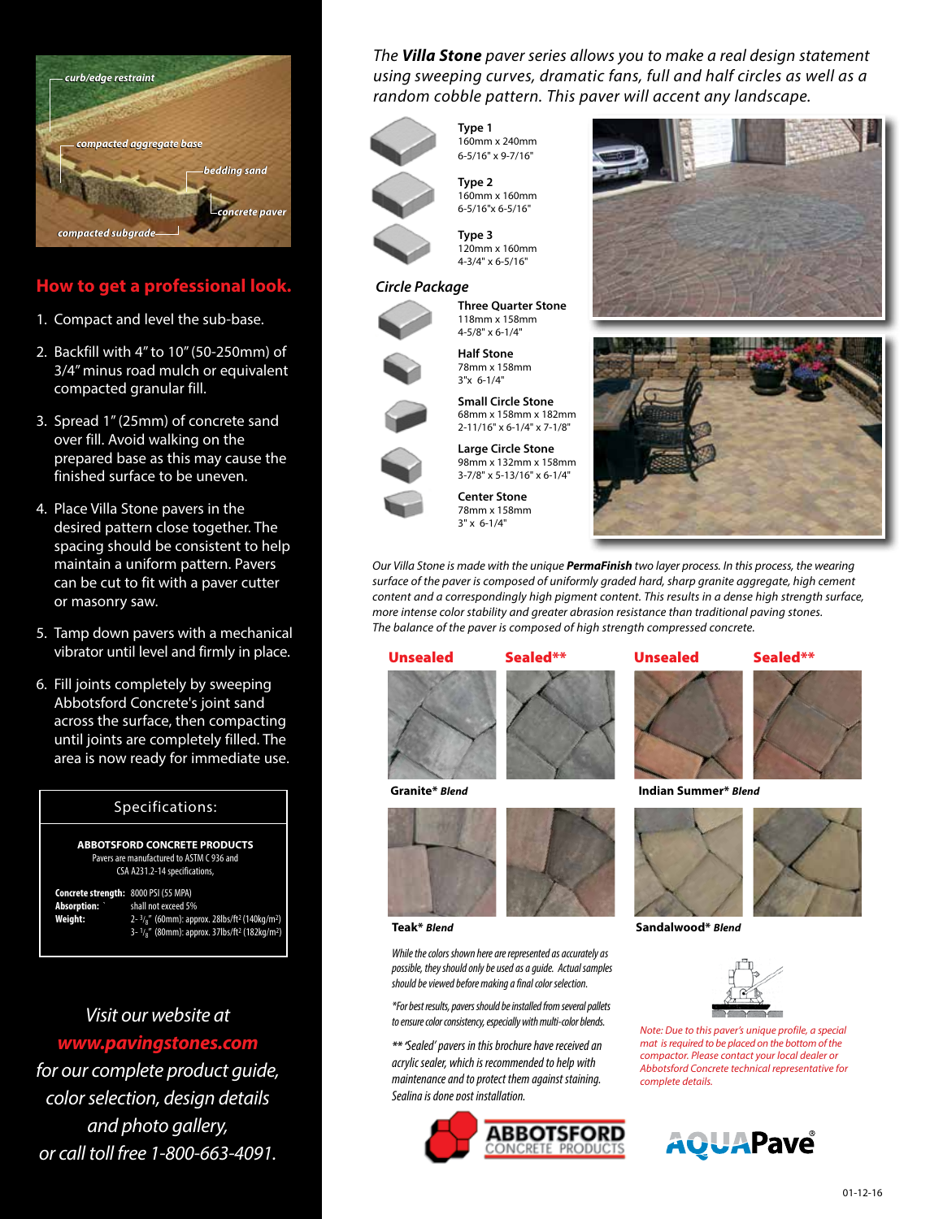curb/edge restraint

compacted aggregate base

bedding sand

concrete paver

compacted subgrade

## How to get a professional look.

1. Compact and level the sub-base.
2. Backfill with 4" to 10" (50-250mm) of 3/4" minus road mulch or equivalent compacted granular fill.
3. Spread 1" (25mm) of concrete sand over fill. Avoid walking on the prepared base as this may cause the finished surface to be uneven.
4. Place Villa Stone pavers in the desired pattern close together. The spacing should be consistent to help maintain a uniform pattern. Pavers can be cut to fit with a paver cutter or masonry saw.
5. Tamp down pavers with a mechanical vibrator until level and firmly in place.
6. Fill joints completely by sweeping Abbotsford Concrete's joint sand across the surface, then compacting until joints are completely filled. The area is now ready for immediate use.

### Specifications:

**ABBOTSFORD CONCRETE PRODUCTS**
Pavers are manufactured to ASTM C 936 and CSA A231.2-14 specifications,

| | |
|---|---|
| **Concrete strength:** | 8000 PSI (55 MPA) |
| **Absorption:** | shall not exceed 5% |
| **Weight:** | 2-3/8" (60mm): approx. 28lbs/ft² (140kg/m²) |
| | 3-1/8" (80mm): approx. 37lbs/ft² (182kg/m²) |

*Visit our website at*
***www.pavingstones.com***
*for our complete product guide, color selection, design details and photo gallery, or call toll free 1-800-663-4091.*

*The **Villa Stone** paver series allows you to make a real design statement using sweeping curves, dramatic fans, full and half circles as well as a random cobble pattern. This paver will accent any landscape.*

**Type 1**
160mm x 240mm
6-5/16" x 9-7/16"

**Type 2**
160mm x 160mm
6-5/16"x 6-5/16"

**Type 3**
120mm x 160mm
4-3/4" x 6-5/16"

### *Circle Package*

**Three Quarter Stone**
118mm x 158mm
4-5/8" x 6-1/4"

**Half Stone**
78mm x 158mm
3"x 6-1/4"

**Small Circle Stone**
68mm x 158mm x 182mm
2-11/16" x 6-1/4" x 7-1/8"

**Large Circle Stone**
98mm x 132mm x 158mm
3-7/8" x 5-13/16" x 6-1/4"

**Center Stone**
78mm x 158mm
3" x 6-1/4"

*Our Villa Stone is made with the unique **PermaFinish** two layer process. In this process, the wearing surface of the paver is composed of uniformly graded hard, sharp granite aggregate, high cement content and a correspondingly high pigment content. This results in a dense high strength surface, more intense color stability and greater abrasion resistance than traditional paving stones. The balance of the paver is composed of high strength compressed concrete.*

**Unsealed** **Sealed****

**Granite*** ***Blend***

**Indian Summer*** ***Blend***

**Teak*** ***Blend***

**Sandalwood*** ***Blend***

*While the colors shown here are represented as accurately as possible, they should only be used as a guide. Actual samples should be viewed before making a final color selection.*

**For best results, pavers should be installed from several pallets to ensure color consistency, especially with multi-color blends.*

*** 'Sealed' pavers in this brochure have received an acrylic sealer, which is recommended to help with maintenance and to protect them against staining. Sealing is done post installation.*

*Note: Due to this paver's unique profile, a special mat is required to be placed on the bottom of the compactor. Please contact your local dealer or Abbotsford Concrete technical representative for complete details.*

ABBOTSFORD CONCRETE PRODUCTS

AQUAPave®

01-12-16